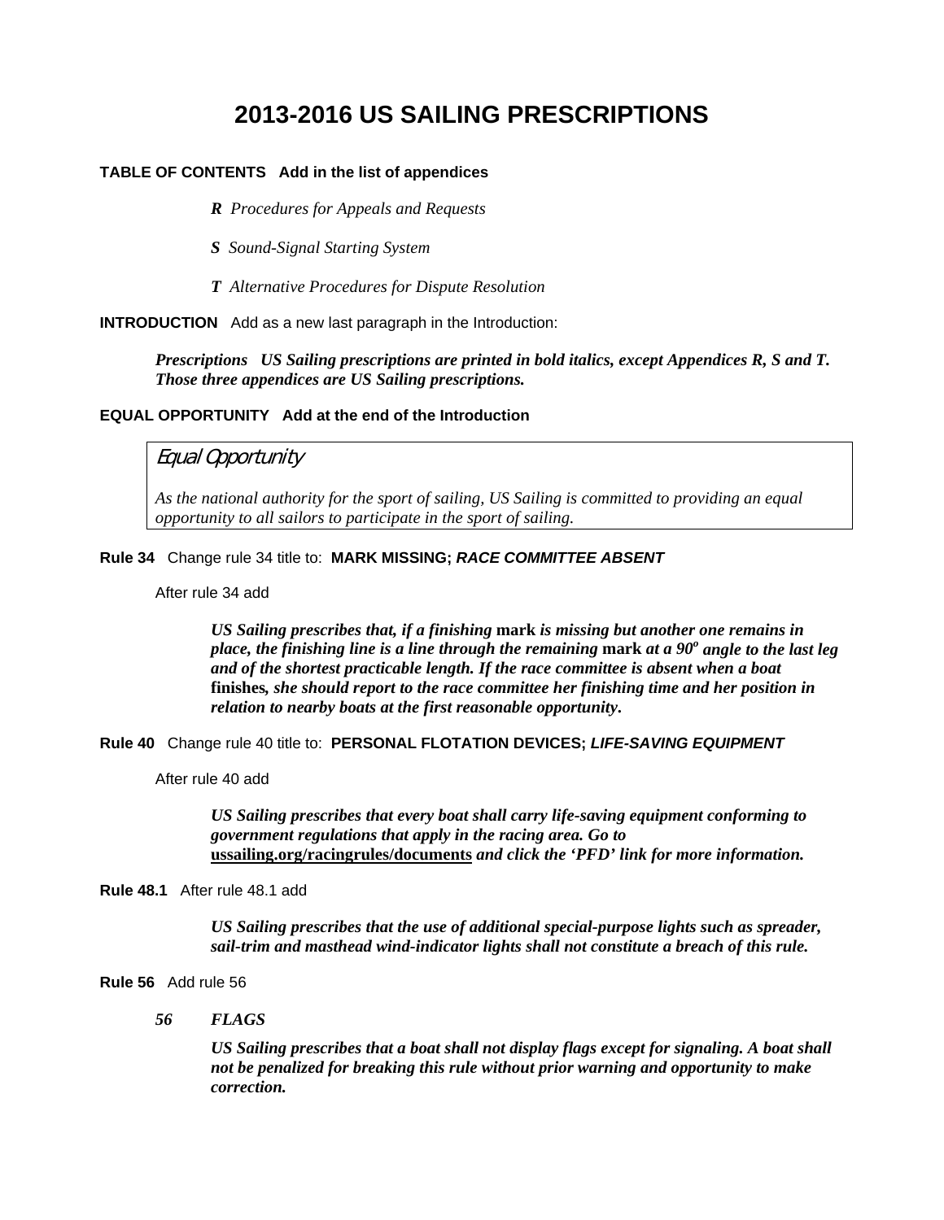# 2013-2016 US SAILING PRESCRIPTIONS

**TABLE OF CONTENTS   Add in the list of appendices**

> ***R*** *Procedures for Appeals and Requests*
>
> ***S*** *Sound-Signal Starting System*
>
> ***T*** *Alternative Procedures for Dispute Resolution*

**INTRODUCTION**   Add as a new last paragraph in the Introduction:

> ***Prescriptions   US Sailing prescriptions are printed in bold italics, except Appendices R, S and T. Those three appendices are US Sailing prescriptions.***

**EQUAL OPPORTUNITY   Add at the end of the Introduction**

> *Equal Opportunity*
>
> *As the national authority for the sport of sailing, US Sailing is committed to providing an equal opportunity to all sailors to participate in the sport of sailing.*

**Rule 34**   Change rule 34 title to: **MARK MISSING; *RACE COMMITTEE ABSENT***

After rule 34 add

> ***US Sailing prescribes that, if a finishing* mark *is missing but another one remains in place, the finishing line is a line through the remaining* mark *at a 90º angle to the last leg and of the shortest practicable length. If the race committee is absent when a boat* finishes*, she should report to the race committee her finishing time and her position in relation to nearby boats at the first reasonable opportunity*.**

**Rule 40**   Change rule 40 title to: **PERSONAL FLOTATION DEVICES; *LIFE-SAVING EQUIPMENT***

After rule 40 add

> ***US Sailing prescribes that every boat shall carry life-saving equipment conforming to government regulations that apply in the racing area. Go to*** **ussailing.org/racingrules/documents** ***and click the 'PFD' link for more information.***

**Rule 48.1**   After rule 48.1 add

> ***US Sailing prescribes that the use of additional special-purpose lights such as spreader, sail-trim and masthead wind-indicator lights shall not constitute a breach of this rule.***

**Rule 56**   Add rule 56

***56   FLAGS***

> ***US Sailing prescribes that a boat shall not display flags except for signaling. A boat shall not be penalized for breaking this rule without prior warning and opportunity to make correction.***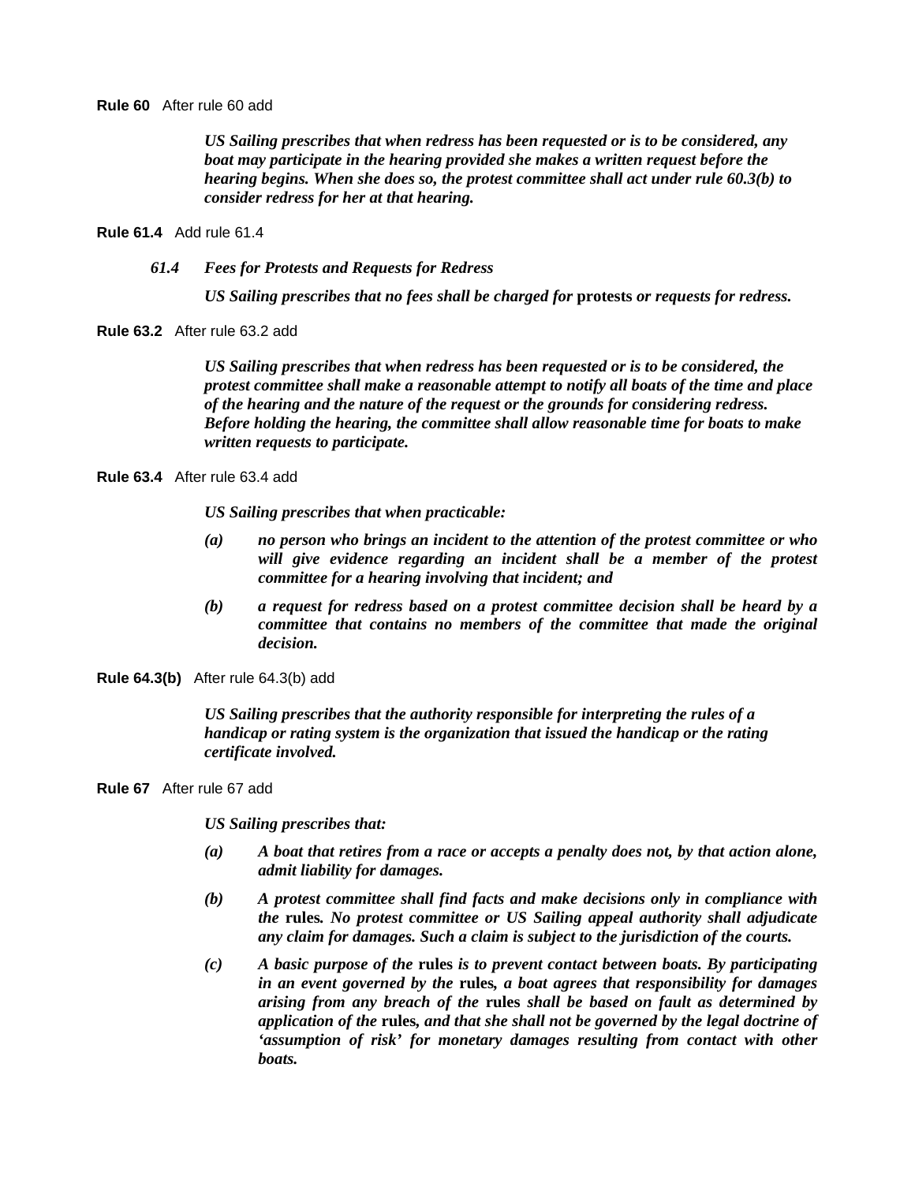**Rule 60** After rule 60 add

> ***US Sailing prescribes that when redress has been requested or is to be considered, any boat may participate in the hearing provided she makes a written request before the hearing begins. When she does so, the protest committee shall act under rule 60.3(b) to consider redress for her at that hearing.***

**Rule 61.4** Add rule 61.4

***61.4 Fees for Protests and Requests for Redress***

> ***US Sailing prescribes that no fees shall be charged for* protests *or requests for redress.***

**Rule 63.2** After rule 63.2 add

> ***US Sailing prescribes that when redress has been requested or is to be considered, the protest committee shall make a reasonable attempt to notify all boats of the time and place of the hearing and the nature of the request or the grounds for considering redress. Before holding the hearing, the committee shall allow reasonable time for boats to make written requests to participate.***

**Rule 63.4** After rule 63.4 add

> ***US Sailing prescribes that when practicable:***
>
> ***(a) no person who brings an incident to the attention of the protest committee or who will give evidence regarding an incident shall be a member of the protest committee for a hearing involving that incident; and***
>
> ***(b) a request for redress based on a protest committee decision shall be heard by a committee that contains no members of the committee that made the original decision.***

**Rule 64.3(b)** After rule 64.3(b) add

> ***US Sailing prescribes that the authority responsible for interpreting the rules of a handicap or rating system is the organization that issued the handicap or the rating certificate involved.***

**Rule 67** After rule 67 add

> ***US Sailing prescribes that:***
>
> ***(a) A boat that retires from a race or accepts a penalty does not, by that action alone, admit liability for damages.***
>
> ***(b) A protest committee shall find facts and make decisions only in compliance with the* rules*. No protest committee or US Sailing appeal authority shall adjudicate any claim for damages. Such a claim is subject to the jurisdiction of the courts.***
>
> ***(c) A basic purpose of the* rules *is to prevent contact between boats. By participating in an event governed by the* rules*, a boat agrees that responsibility for damages arising from any breach of the* rules *shall be based on fault as determined by application of the* rules*, and that she shall not be governed by the legal doctrine of 'assumption of risk' for monetary damages resulting from contact with other boats.***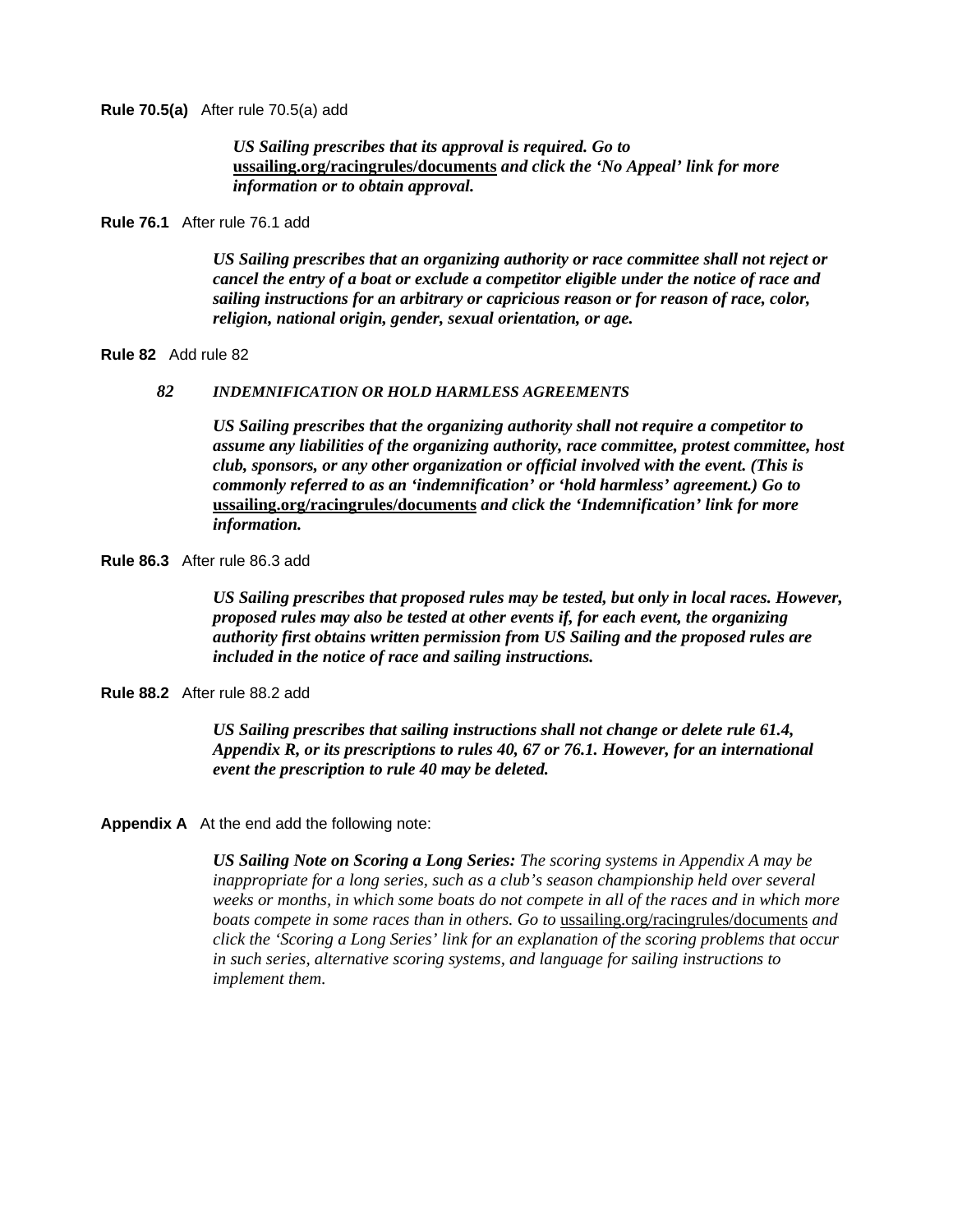**Rule 70.5(a)** After rule 70.5(a) add

> ***US Sailing prescribes that its approval is required. Go to ussailing.org/racingrules/documents and click the 'No Appeal' link for more information or to obtain approval.***

**Rule 76.1** After rule 76.1 add

> ***US Sailing prescribes that an organizing authority or race committee shall not reject or cancel the entry of a boat or exclude a competitor eligible under the notice of race and sailing instructions for an arbitrary or capricious reason or for reason of race, color, religion, national origin, gender, sexual orientation, or age.***

**Rule 82** Add rule 82

***82 INDEMNIFICATION OR HOLD HARMLESS AGREEMENTS***

> ***US Sailing prescribes that the organizing authority shall not require a competitor to assume any liabilities of the organizing authority, race committee, protest committee, host club, sponsors, or any other organization or official involved with the event. (This is commonly referred to as an 'indemnification' or 'hold harmless' agreement.) Go to ussailing.org/racingrules/documents and click the 'Indemnification' link for more information.***

**Rule 86.3** After rule 86.3 add

> ***US Sailing prescribes that proposed rules may be tested, but only in local races. However, proposed rules may also be tested at other events if, for each event, the organizing authority first obtains written permission from US Sailing and the proposed rules are included in the notice of race and sailing instructions.***

**Rule 88.2** After rule 88.2 add

> ***US Sailing prescribes that sailing instructions shall not change or delete rule 61.4, Appendix R, or its prescriptions to rules 40, 67 or 76.1. However, for an international event the prescription to rule 40 may be deleted.***

**Appendix A** At the end add the following note:

> ***US Sailing Note on Scoring a Long Series:*** *The scoring systems in Appendix A may be inappropriate for a long series, such as a club's season championship held over several weeks or months, in which some boats do not compete in all of the races and in which more boats compete in some races than in others. Go to* ussailing.org/racingrules/documents *and click the 'Scoring a Long Series' link for an explanation of the scoring problems that occur in such series, alternative scoring systems, and language for sailing instructions to implement them.*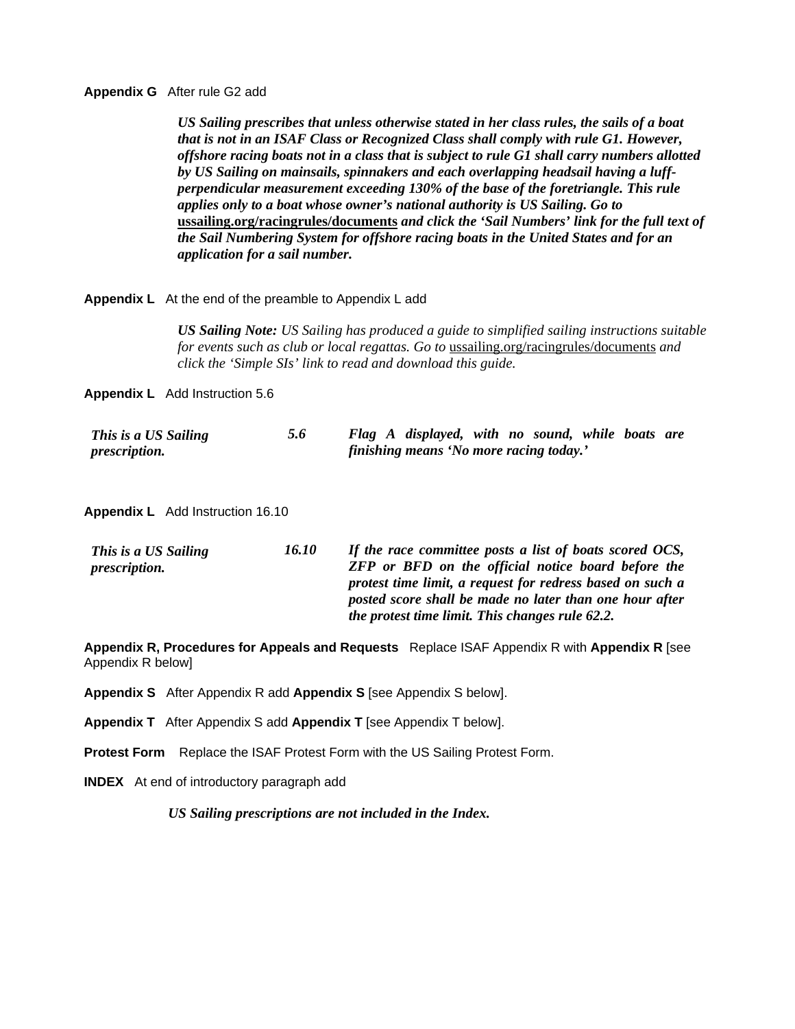**Appendix G** After rule G2 add

> ***US Sailing prescribes that unless otherwise stated in her class rules, the sails of a boat that is not in an ISAF Class or Recognized Class shall comply with rule G1. However, offshore racing boats not in a class that is subject to rule G1 shall carry numbers allotted by US Sailing on mainsails, spinnakers and each overlapping headsail having a luff-perpendicular measurement exceeding 130% of the base of the foretriangle. This rule applies only to a boat whose owner's national authority is US Sailing. Go to ussailing.org/racingrules/documents and click the 'Sail Numbers' link for the full text of the Sail Numbering System for offshore racing boats in the United States and for an application for a sail number.***

**Appendix L** At the end of the preamble to Appendix L add

> ***US Sailing Note:*** *US Sailing has produced a guide to simplified sailing instructions suitable for events such as club or local regattas. Go to* ussailing.org/racingrules/documents *and click the 'Simple SIs' link to read and download this guide.*

**Appendix L** Add Instruction 5.6

***This is a US Sailing prescription.***

***5.6*** ***Flag A displayed, with no sound, while boats are finishing means 'No more racing today.'***

**Appendix L** Add Instruction 16.10

***This is a US Sailing prescription.***

***16.10*** ***If the race committee posts a list of boats scored OCS, ZFP or BFD on the official notice board before the protest time limit, a request for redress based on such a posted score shall be made no later than one hour after the protest time limit. This changes rule 62.2.***

**Appendix R, Procedures for Appeals and Requests** Replace ISAF Appendix R with **Appendix R** [see Appendix R below]

**Appendix S** After Appendix R add **Appendix S** [see Appendix S below].

**Appendix T** After Appendix S add **Appendix T** [see Appendix T below].

**Protest Form** Replace the ISAF Protest Form with the US Sailing Protest Form.

**INDEX** At end of introductory paragraph add

> ***US Sailing prescriptions are not included in the Index.***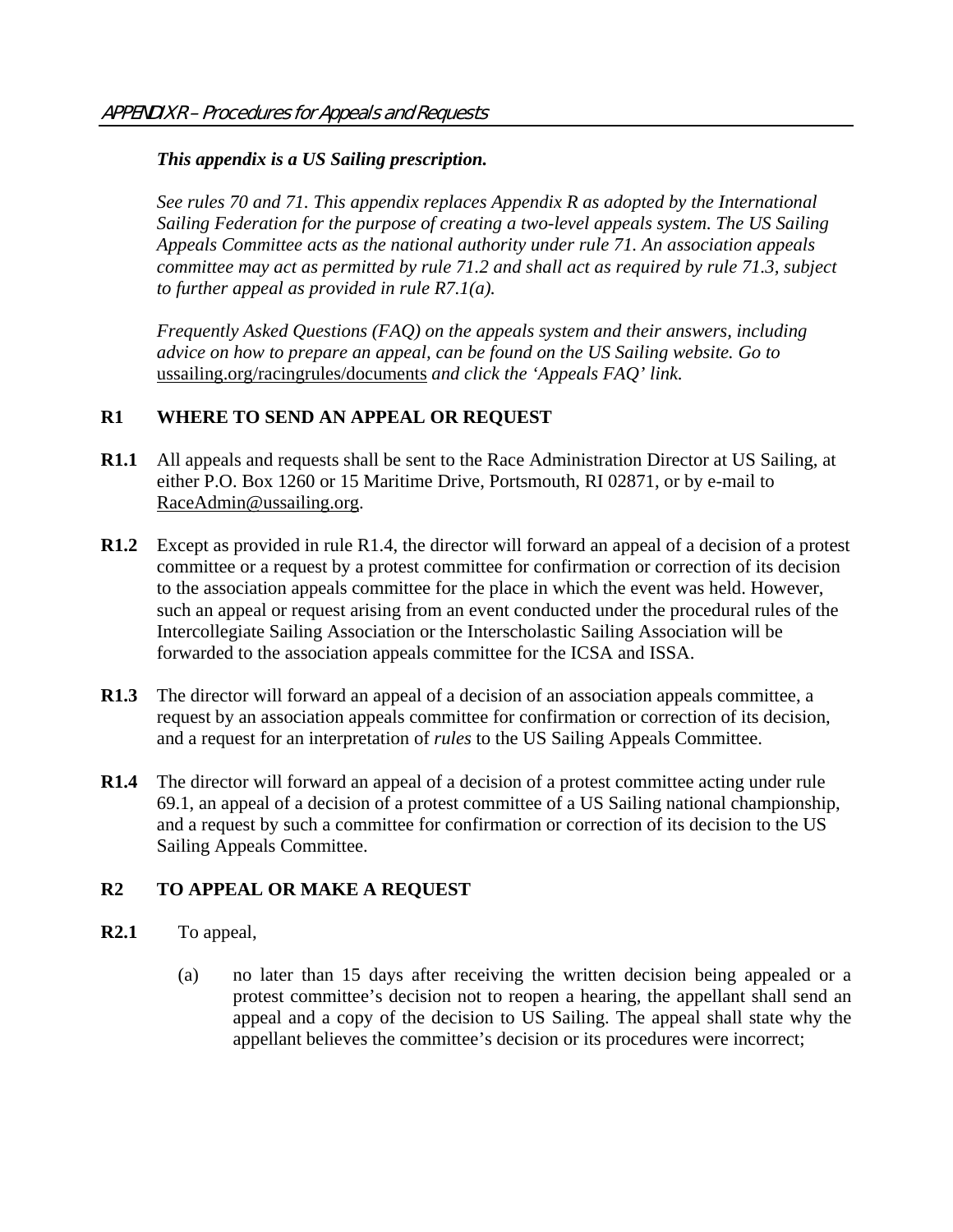# APPENDIX R – Procedures for Appeals and Requests

***This appendix is a US Sailing prescription.***

*See rules 70 and 71. This appendix replaces Appendix R as adopted by the International Sailing Federation for the purpose of creating a two-level appeals system. The US Sailing Appeals Committee acts as the national authority under rule 71. An association appeals committee may act as permitted by rule 71.2 and shall act as required by rule 71.3, subject to further appeal as provided in rule R7.1(a).*

*Frequently Asked Questions (FAQ) on the appeals system and their answers, including advice on how to prepare an appeal, can be found on the US Sailing website. Go to* ussailing.org/racingrules/documents *and click the 'Appeals FAQ' link.*

## R1 WHERE TO SEND AN APPEAL OR REQUEST

**R1.1** All appeals and requests shall be sent to the Race Administration Director at US Sailing, at either P.O. Box 1260 or 15 Maritime Drive, Portsmouth, RI 02871, or by e-mail to RaceAdmin@ussailing.org.

**R1.2** Except as provided in rule R1.4, the director will forward an appeal of a decision of a protest committee or a request by a protest committee for confirmation or correction of its decision to the association appeals committee for the place in which the event was held. However, such an appeal or request arising from an event conducted under the procedural rules of the Intercollegiate Sailing Association or the Interscholastic Sailing Association will be forwarded to the association appeals committee for the ICSA and ISSA.

**R1.3** The director will forward an appeal of a decision of an association appeals committee, a request by an association appeals committee for confirmation or correction of its decision, and a request for an interpretation of *rules* to the US Sailing Appeals Committee.

**R1.4** The director will forward an appeal of a decision of a protest committee acting under rule 69.1, an appeal of a decision of a protest committee of a US Sailing national championship, and a request by such a committee for confirmation or correction of its decision to the US Sailing Appeals Committee.

## R2 TO APPEAL OR MAKE A REQUEST

**R2.1** To appeal,

(a) no later than 15 days after receiving the written decision being appealed or a protest committee's decision not to reopen a hearing, the appellant shall send an appeal and a copy of the decision to US Sailing. The appeal shall state why the appellant believes the committee's decision or its procedures were incorrect;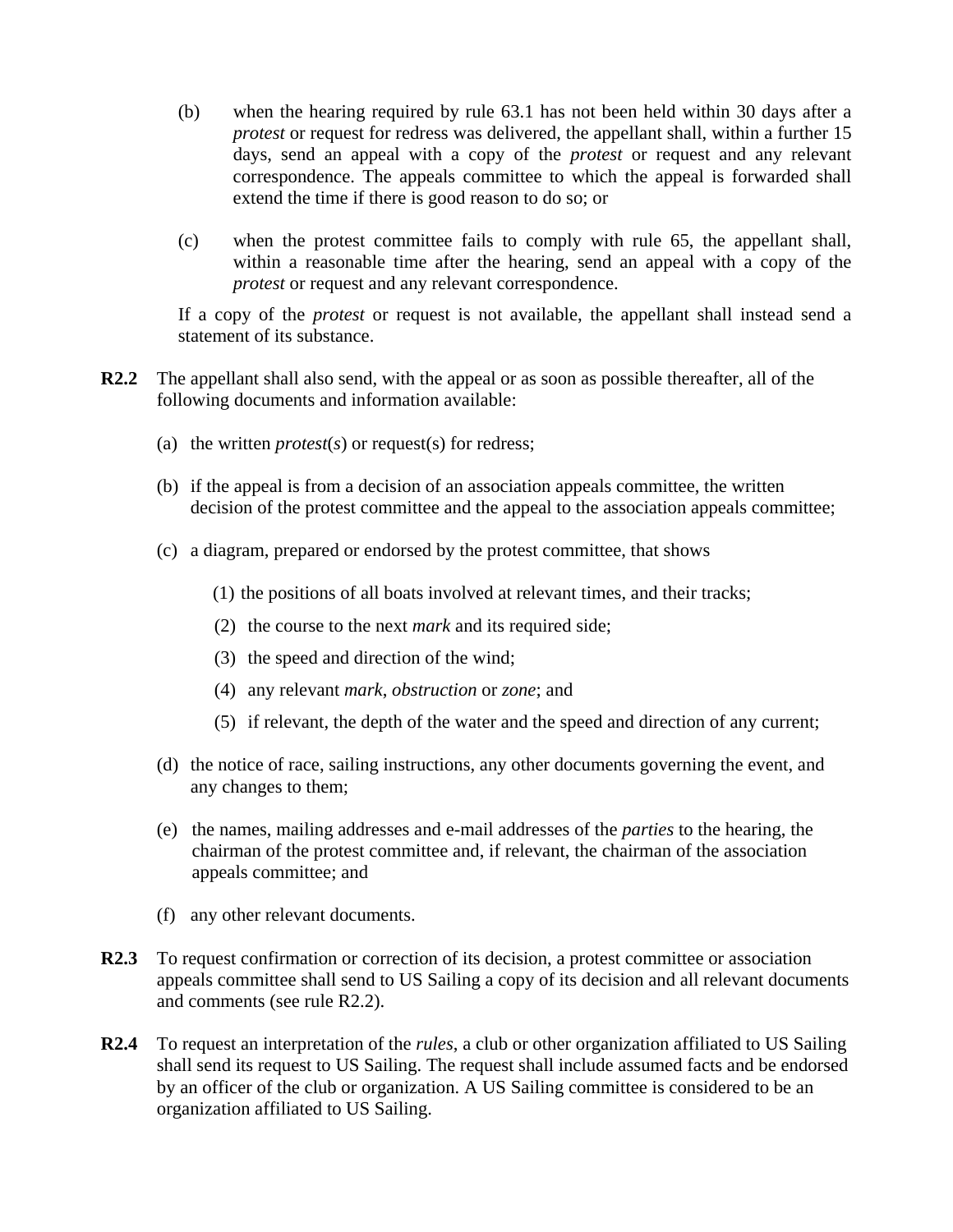(b) when the hearing required by rule 63.1 has not been held within 30 days after a *protest* or request for redress was delivered, the appellant shall, within a further 15 days, send an appeal with a copy of the *protest* or request and any relevant correspondence. The appeals committee to which the appeal is forwarded shall extend the time if there is good reason to do so; or

(c) when the protest committee fails to comply with rule 65, the appellant shall, within a reasonable time after the hearing, send an appeal with a copy of the *protest* or request and any relevant correspondence.

If a copy of the *protest* or request is not available, the appellant shall instead send a statement of its substance.

**R2.2** The appellant shall also send, with the appeal or as soon as possible thereafter, all of the following documents and information available:

(a) the written *protest*(*s*) or request(s) for redress;

(b) if the appeal is from a decision of an association appeals committee, the written decision of the protest committee and the appeal to the association appeals committee;

(c) a diagram, prepared or endorsed by the protest committee, that shows

(1) the positions of all boats involved at relevant times, and their tracks;

(2) the course to the next *mark* and its required side;

(3) the speed and direction of the wind;

(4) any relevant *mark*, *obstruction* or *zone*; and

(5) if relevant, the depth of the water and the speed and direction of any current;

(d) the notice of race, sailing instructions, any other documents governing the event, and any changes to them;

(e) the names, mailing addresses and e-mail addresses of the *parties* to the hearing, the chairman of the protest committee and, if relevant, the chairman of the association appeals committee; and

(f) any other relevant documents.

**R2.3** To request confirmation or correction of its decision, a protest committee or association appeals committee shall send to US Sailing a copy of its decision and all relevant documents and comments (see rule R2.2).

**R2.4** To request an interpretation of the *rules*, a club or other organization affiliated to US Sailing shall send its request to US Sailing. The request shall include assumed facts and be endorsed by an officer of the club or organization. A US Sailing committee is considered to be an organization affiliated to US Sailing.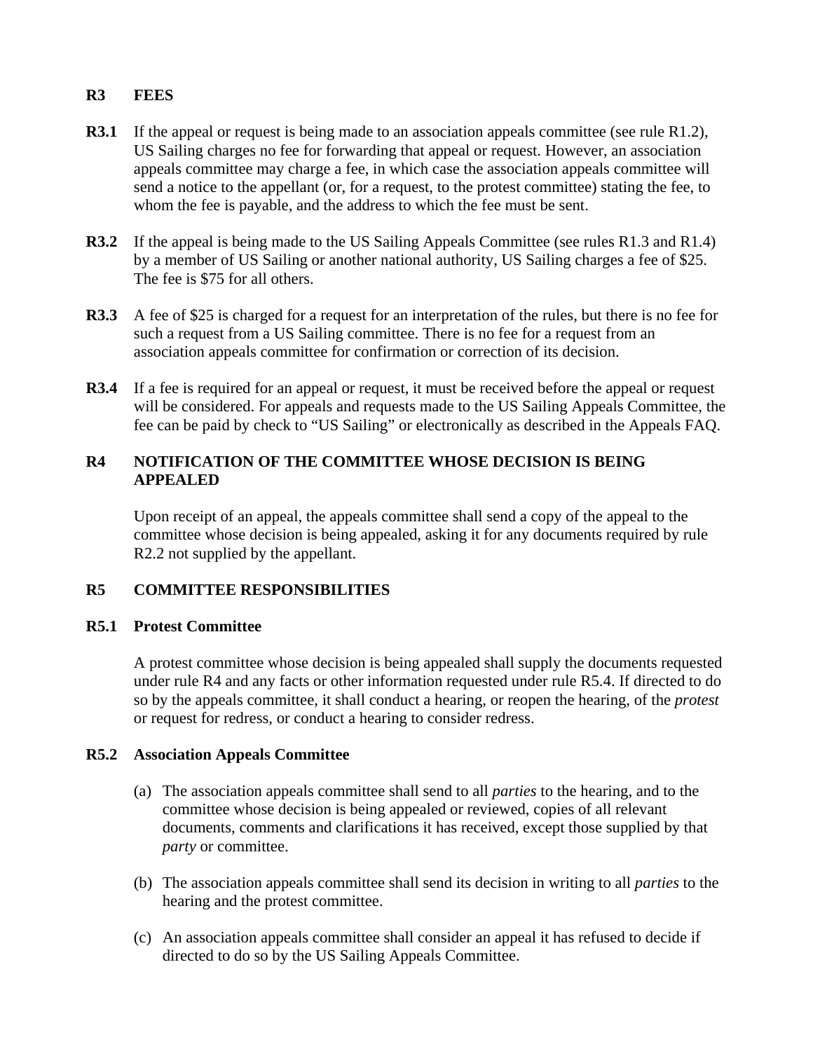## R3 FEES

**R3.1** If the appeal or request is being made to an association appeals committee (see rule R1.2), US Sailing charges no fee for forwarding that appeal or request. However, an association appeals committee may charge a fee, in which case the association appeals committee will send a notice to the appellant (or, for a request, to the protest committee) stating the fee, to whom the fee is payable, and the address to which the fee must be sent.

**R3.2** If the appeal is being made to the US Sailing Appeals Committee (see rules R1.3 and R1.4) by a member of US Sailing or another national authority, US Sailing charges a fee of $25. The fee is $75 for all others.

**R3.3** A fee of $25 is charged for a request for an interpretation of the rules, but there is no fee for such a request from a US Sailing committee. There is no fee for a request from an association appeals committee for confirmation or correction of its decision.

**R3.4** If a fee is required for an appeal or request, it must be received before the appeal or request will be considered. For appeals and requests made to the US Sailing Appeals Committee, the fee can be paid by check to "US Sailing" or electronically as described in the Appeals FAQ.

## R4 NOTIFICATION OF THE COMMITTEE WHOSE DECISION IS BEING APPEALED

Upon receipt of an appeal, the appeals committee shall send a copy of the appeal to the committee whose decision is being appealed, asking it for any documents required by rule R2.2 not supplied by the appellant.

## R5 COMMITTEE RESPONSIBILITIES

### R5.1 Protest Committee

A protest committee whose decision is being appealed shall supply the documents requested under rule R4 and any facts or other information requested under rule R5.4. If directed to do so by the appeals committee, it shall conduct a hearing, or reopen the hearing, of the *protest* or request for redress, or conduct a hearing to consider redress.

### R5.2 Association Appeals Committee

(a) The association appeals committee shall send to all *parties* to the hearing, and to the committee whose decision is being appealed or reviewed, copies of all relevant documents, comments and clarifications it has received, except those supplied by that *party* or committee.

(b) The association appeals committee shall send its decision in writing to all *parties* to the hearing and the protest committee.

(c) An association appeals committee shall consider an appeal it has refused to decide if directed to do so by the US Sailing Appeals Committee.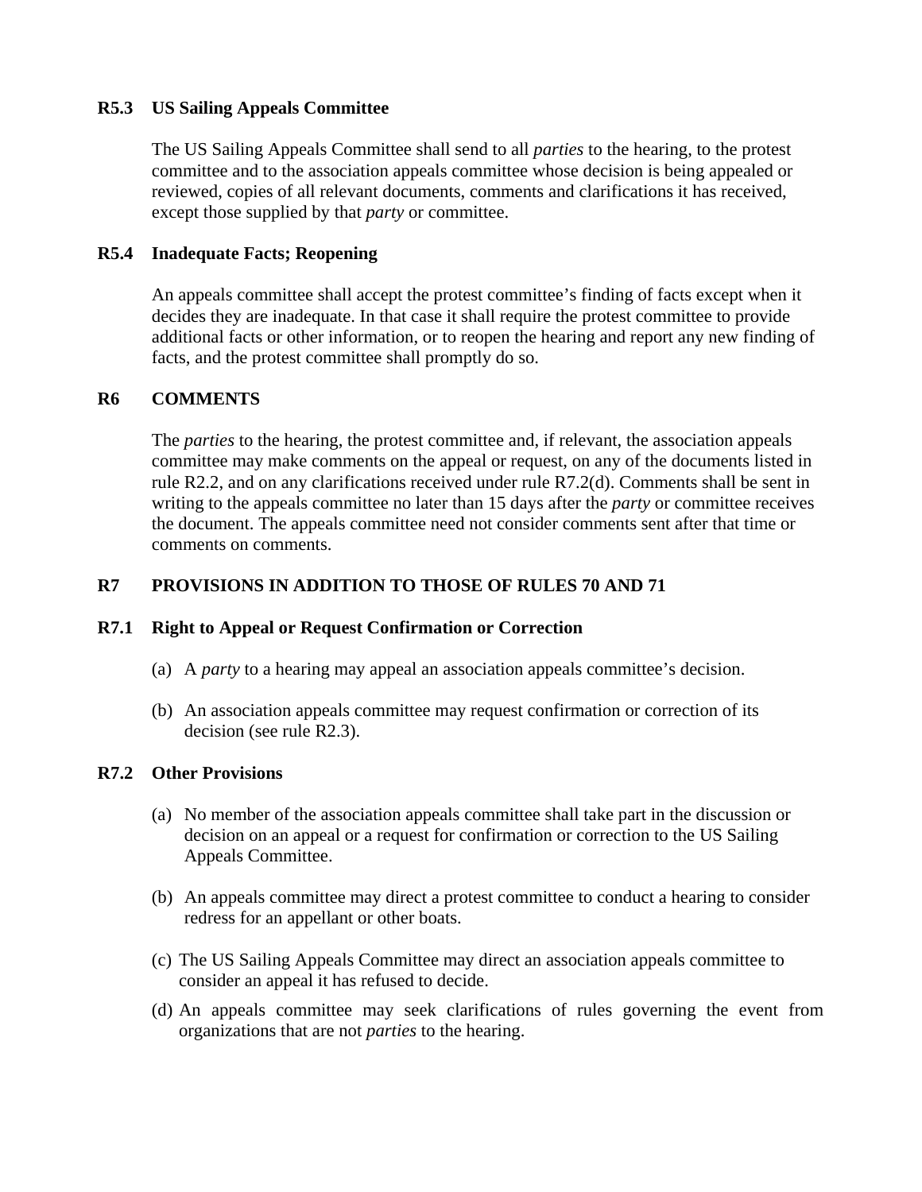### R5.3 US Sailing Appeals Committee

The US Sailing Appeals Committee shall send to all *parties* to the hearing, to the protest committee and to the association appeals committee whose decision is being appealed or reviewed, copies of all relevant documents, comments and clarifications it has received, except those supplied by that *party* or committee.

### R5.4 Inadequate Facts; Reopening

An appeals committee shall accept the protest committee's finding of facts except when it decides they are inadequate. In that case it shall require the protest committee to provide additional facts or other information, or to reopen the hearing and report any new finding of facts, and the protest committee shall promptly do so.

## R6 COMMENTS

The *parties* to the hearing, the protest committee and, if relevant, the association appeals committee may make comments on the appeal or request, on any of the documents listed in rule R2.2, and on any clarifications received under rule R7.2(d). Comments shall be sent in writing to the appeals committee no later than 15 days after the *party* or committee receives the document. The appeals committee need not consider comments sent after that time or comments on comments.

## R7 PROVISIONS IN ADDITION TO THOSE OF RULES 70 AND 71

### R7.1 Right to Appeal or Request Confirmation or Correction

(a) A *party* to a hearing may appeal an association appeals committee's decision.

(b) An association appeals committee may request confirmation or correction of its decision (see rule R2.3).

### R7.2 Other Provisions

(a) No member of the association appeals committee shall take part in the discussion or decision on an appeal or a request for confirmation or correction to the US Sailing Appeals Committee.

(b) An appeals committee may direct a protest committee to conduct a hearing to consider redress for an appellant or other boats.

(c) The US Sailing Appeals Committee may direct an association appeals committee to consider an appeal it has refused to decide.

(d) An appeals committee may seek clarifications of rules governing the event from organizations that are not *parties* to the hearing.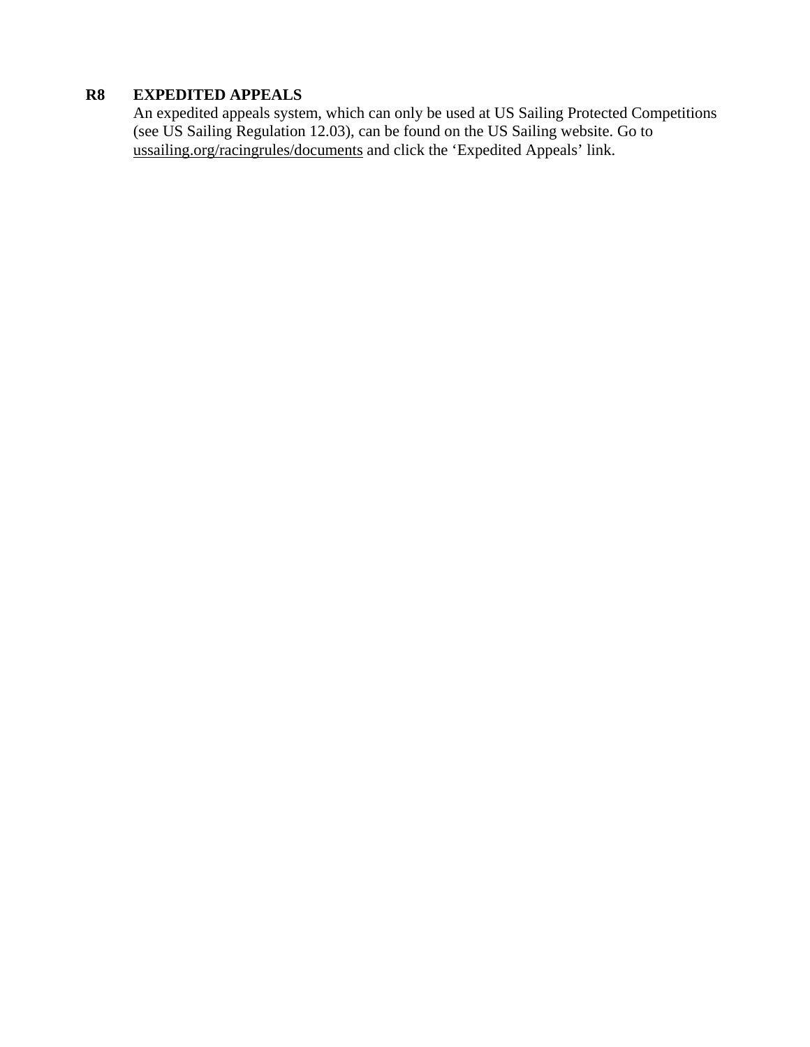**R8 EXPEDITED APPEALS**

An expedited appeals system, which can only be used at US Sailing Protected Competitions (see US Sailing Regulation 12.03), can be found on the US Sailing website. Go to ussailing.org/racingrules/documents and click the 'Expedited Appeals' link.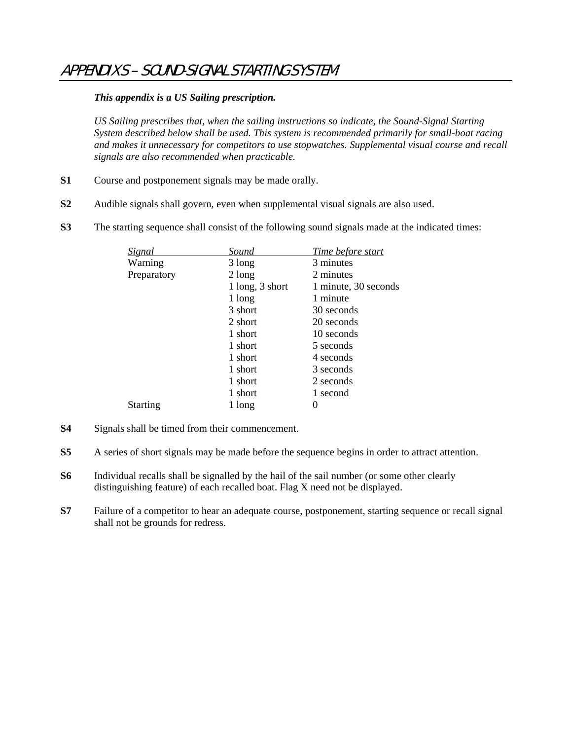# APPENDIX S – SOUND-SIGNAL STARTING SYSTEM

***This appendix is a US Sailing prescription.***

*US Sailing prescribes that, when the sailing instructions so indicate, the Sound-Signal Starting System described below shall be used. This system is recommended primarily for small-boat racing and makes it unnecessary for competitors to use stopwatches. Supplemental visual course and recall signals are also recommended when practicable.*

**S1** Course and postponement signals may be made orally.

**S2** Audible signals shall govern, even when supplemental visual signals are also used.

**S3** The starting sequence shall consist of the following sound signals made at the indicated times:

| Signal | Sound | Time before start |
|---|---|---|
| Warning | 3 long | 3 minutes |
| Preparatory | 2 long | 2 minutes |
| | 1 long, 3 short | 1 minute, 30 seconds |
| | 1 long | 1 minute |
| | 3 short | 30 seconds |
| | 2 short | 20 seconds |
| | 1 short | 10 seconds |
| | 1 short | 5 seconds |
| | 1 short | 4 seconds |
| | 1 short | 3 seconds |
| | 1 short | 2 seconds |
| | 1 short | 1 second |
| Starting | 1 long | 0 |

**S4** Signals shall be timed from their commencement.

**S5** A series of short signals may be made before the sequence begins in order to attract attention.

**S6** Individual recalls shall be signalled by the hail of the sail number (or some other clearly distinguishing feature) of each recalled boat. Flag X need not be displayed.

**S7** Failure of a competitor to hear an adequate course, postponement, starting sequence or recall signal shall not be grounds for redress.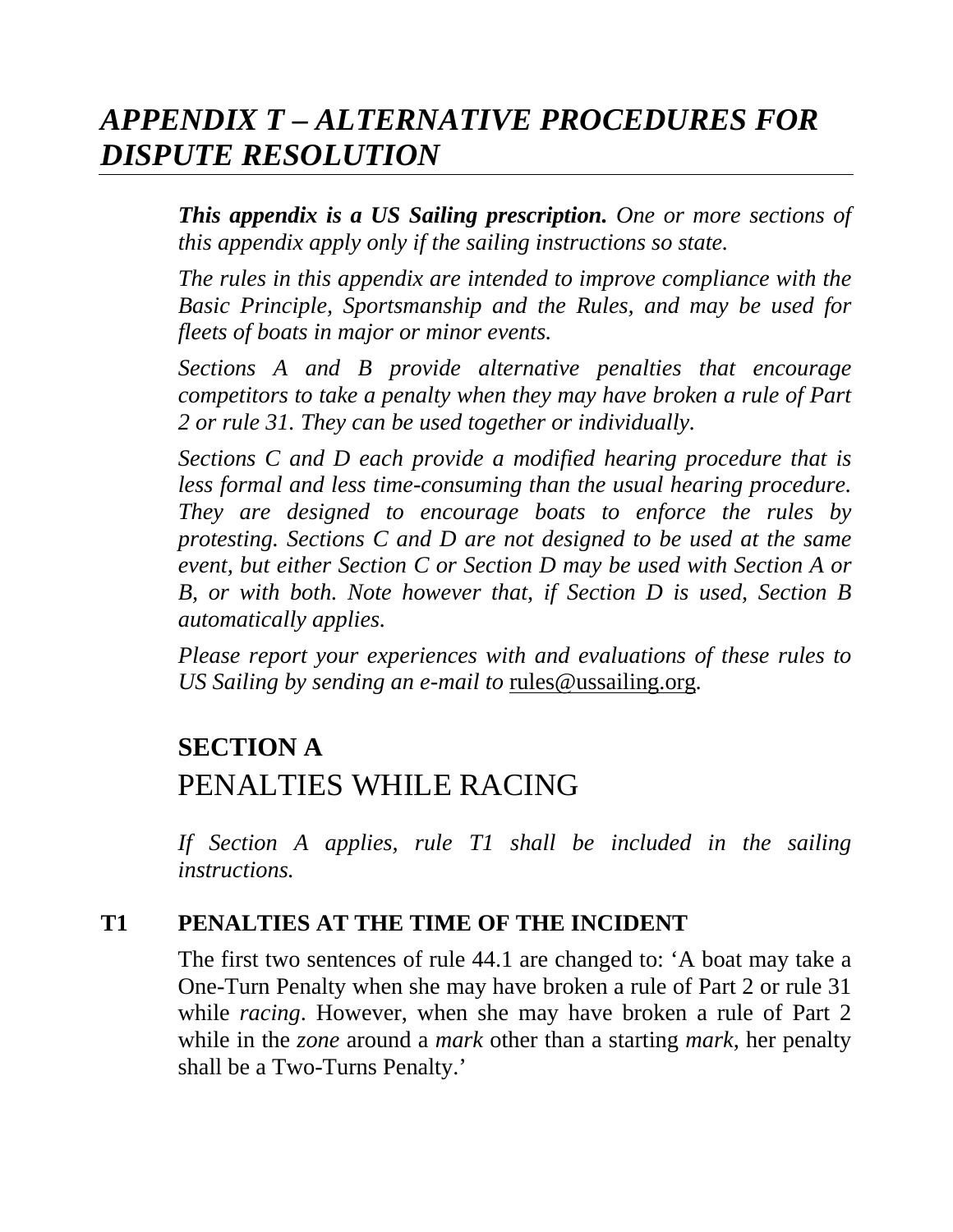# *APPENDIX T – ALTERNATIVE PROCEDURES FOR DISPUTE RESOLUTION*

***This appendix is a US Sailing prescription.*** *One or more sections of this appendix apply only if the sailing instructions so state.*

*The rules in this appendix are intended to improve compliance with the Basic Principle, Sportsmanship and the Rules, and may be used for fleets of boats in major or minor events.*

*Sections A and B provide alternative penalties that encourage competitors to take a penalty when they may have broken a rule of Part 2 or rule 31. They can be used together or individually.*

*Sections C and D each provide a modified hearing procedure that is less formal and less time-consuming than the usual hearing procedure. They are designed to encourage boats to enforce the rules by protesting. Sections C and D are not designed to be used at the same event, but either Section C or Section D may be used with Section A or B, or with both. Note however that, if Section D is used, Section B automatically applies.*

*Please report your experiences with and evaluations of these rules to US Sailing by sending an e-mail to* rules@ussailing.org.

## SECTION A
## PENALTIES WHILE RACING

*If Section A applies, rule T1 shall be included in the sailing instructions.*

### T1 PENALTIES AT THE TIME OF THE INCIDENT

The first two sentences of rule 44.1 are changed to: 'A boat may take a One-Turn Penalty when she may have broken a rule of Part 2 or rule 31 while *racing*. However, when she may have broken a rule of Part 2 while in the *zone* around a *mark* other than a starting *mark*, her penalty shall be a Two-Turns Penalty.'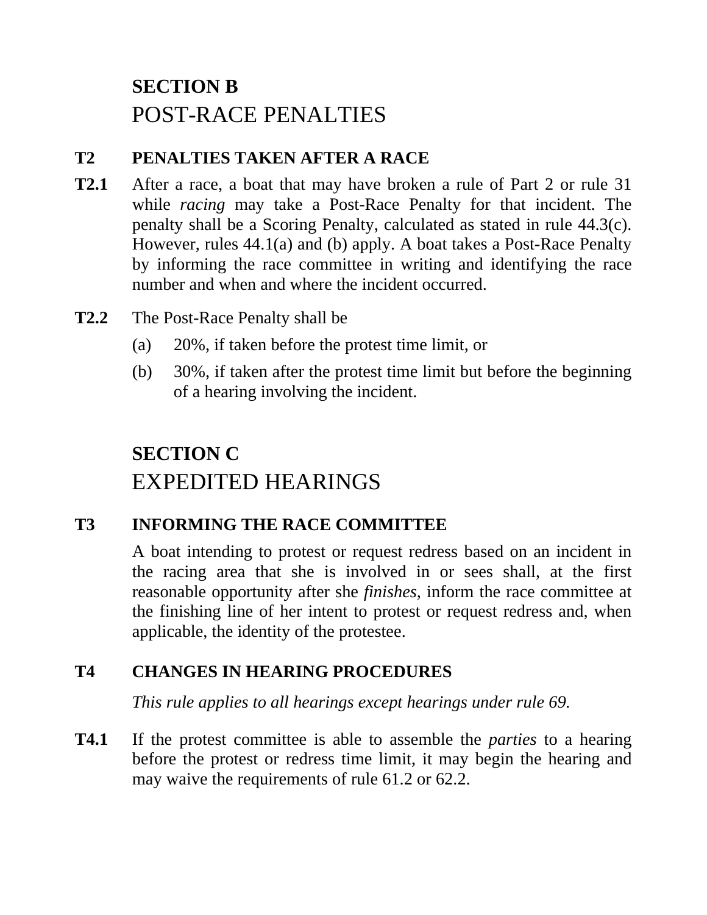## SECTION B
## POST-RACE PENALTIES

### T2 PENALTIES TAKEN AFTER A RACE

**T2.1** After a race, a boat that may have broken a rule of Part 2 or rule 31 while *racing* may take a Post-Race Penalty for that incident. The penalty shall be a Scoring Penalty, calculated as stated in rule 44.3(c). However, rules 44.1(a) and (b) apply. A boat takes a Post-Race Penalty by informing the race committee in writing and identifying the race number and when and where the incident occurred.

**T2.2** The Post-Race Penalty shall be

(a) 20%, if taken before the protest time limit, or

(b) 30%, if taken after the protest time limit but before the beginning of a hearing involving the incident.

## SECTION C
## EXPEDITED HEARINGS

### T3 INFORMING THE RACE COMMITTEE

A boat intending to protest or request redress based on an incident in the racing area that she is involved in or sees shall, at the first reasonable opportunity after she *finishes*, inform the race committee at the finishing line of her intent to protest or request redress and, when applicable, the identity of the protestee.

### T4 CHANGES IN HEARING PROCEDURES

*This rule applies to all hearings except hearings under rule 69.*

**T4.1** If the protest committee is able to assemble the *parties* to a hearing before the protest or redress time limit, it may begin the hearing and may waive the requirements of rule 61.2 or 62.2.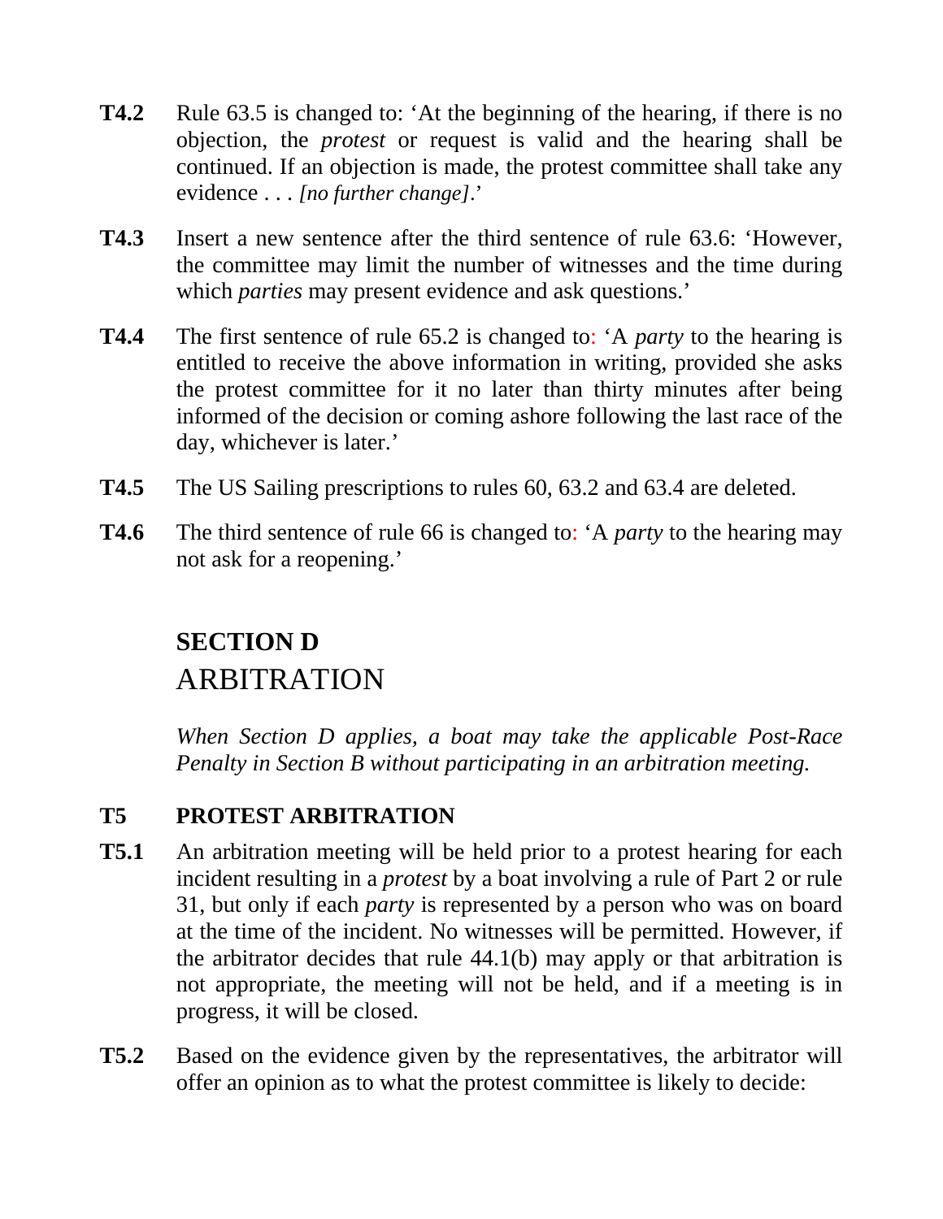**T4.2** Rule 63.5 is changed to: ‘At the beginning of the hearing, if there is no objection, the *protest* or request is valid and the hearing shall be continued. If an objection is made, the protest committee shall take any evidence . . . *[no further change]*.’

**T4.3** Insert a new sentence after the third sentence of rule 63.6: ‘However, the committee may limit the number of witnesses and the time during which *parties* may present evidence and ask questions.’

**T4.4** The first sentence of rule 65.2 is changed to: ‘A *party* to the hearing is entitled to receive the above information in writing, provided she asks the protest committee for it no later than thirty minutes after being informed of the decision or coming ashore following the last race of the day, whichever is later.’

**T4.5** The US Sailing prescriptions to rules 60, 63.2 and 63.4 are deleted.

**T4.6** The third sentence of rule 66 is changed to: ‘A *party* to the hearing may not ask for a reopening.’

## SECTION D
## ARBITRATION

*When Section D applies, a boat may take the applicable Post-Race Penalty in Section B without participating in an arbitration meeting.*

### T5 PROTEST ARBITRATION

**T5.1** An arbitration meeting will be held prior to a protest hearing for each incident resulting in a *protest* by a boat involving a rule of Part 2 or rule 31, but only if each *party* is represented by a person who was on board at the time of the incident. No witnesses will be permitted. However, if the arbitrator decides that rule 44.1(b) may apply or that arbitration is not appropriate, the meeting will not be held, and if a meeting is in progress, it will be closed.

**T5.2** Based on the evidence given by the representatives, the arbitrator will offer an opinion as to what the protest committee is likely to decide: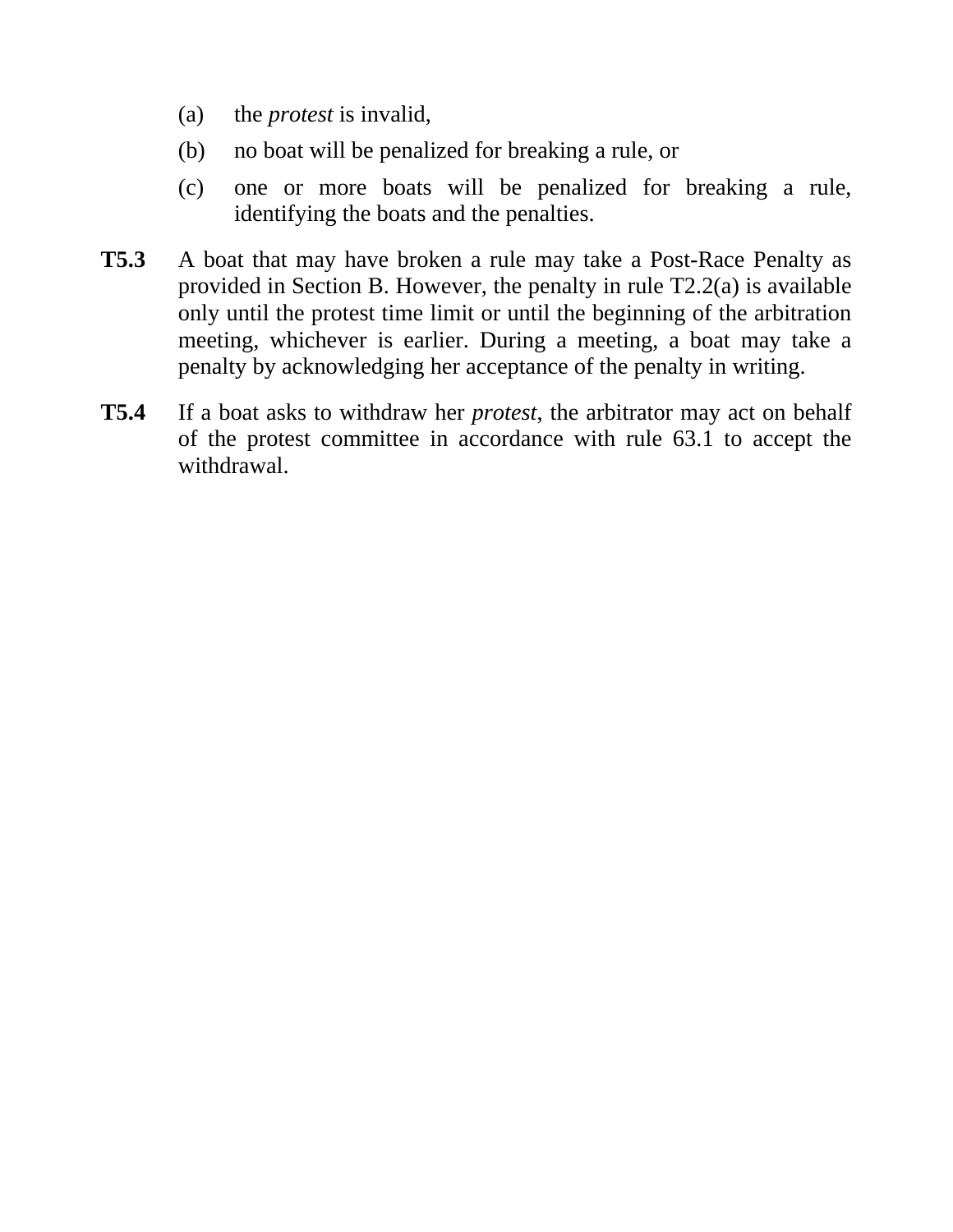(a) the *protest* is invalid,

(b) no boat will be penalized for breaking a rule, or

(c) one or more boats will be penalized for breaking a rule, identifying the boats and the penalties.

**T5.3** A boat that may have broken a rule may take a Post-Race Penalty as provided in Section B. However, the penalty in rule T2.2(a) is available only until the protest time limit or until the beginning of the arbitration meeting, whichever is earlier. During a meeting, a boat may take a penalty by acknowledging her acceptance of the penalty in writing.

**T5.4** If a boat asks to withdraw her *protest*, the arbitrator may act on behalf of the protest committee in accordance with rule 63.1 to accept the withdrawal.